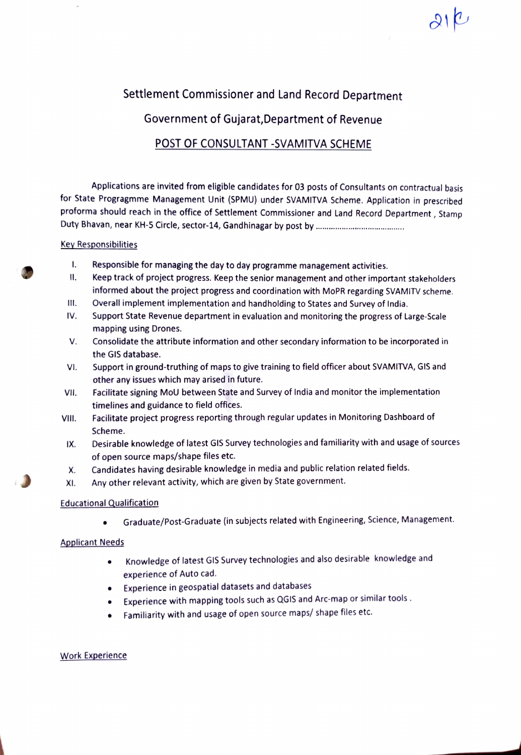# Settlement Commissioner and Land Record Department

## Government of Gujarat,Department of Revenue

## POST OF CONSULTANT -SVAMITVA SCHEME

Applications are invited from eligible candidates for 03 posts of Consultants on contractual basis for State Progragmme Management Unit (SPMU) under SVAMITVA Scheme. Application in prescribed proforma should reach in the office of Settlement Commissioner and Land Department , Stamp Duty Bhavan, near KH-5 Circle, sector-14, Gandhinagar by post by ........................................

### Key Responsibilities

I. Responsible for managing the day to day programme management activities.
II. Keep track of project progress. Keep the senior management and other important stakeholders informed about the project progress and coordination with MoPR regarding SVAMITV scheme.
III. Overall implement implementation and handholding to States and Survey of India.
IV. Support State Revenue department in evaluation and monitoring the progress of Large-Scale mapping using Drones.
V. Consolidate the attribute information and other secondary information to be incorporated in the GIS database.
VI. Support in ground-truthing of maps to give training to field officer about SVAMITVA, GIS and other any issues which may arised in future.
VII. Facilitate signing MoU between State and Survey of India and monitor the implementation timelines and guidance to field offices.
VIII. Facilitate project progress reporting through regular updates in Monitoring Dashboard of Scheme.
IX. Desirable knowledge of latest GIS Survey technologies and familiarity with and usage of sources of open source maps/shape files etc.
X. Candidates having desirable knowledge in media and public relation related fields.
XI. Any other relevant activity, which are given by State government.

### Educational Qualification

- Graduate/Post-Graduate (in subjects related with Engineering, Science, Management.

### Applicant Needs

- Knowledge of latest GIS Survey technologies and also desirable knowledge and experience of Auto cad.
- Experience in geospatial datasets and databases
- Experience with mapping tools such as QGIS and Arc-map or similar tools .
- Familiarity with and usage of open source maps/ shape files etc.

### Work Experience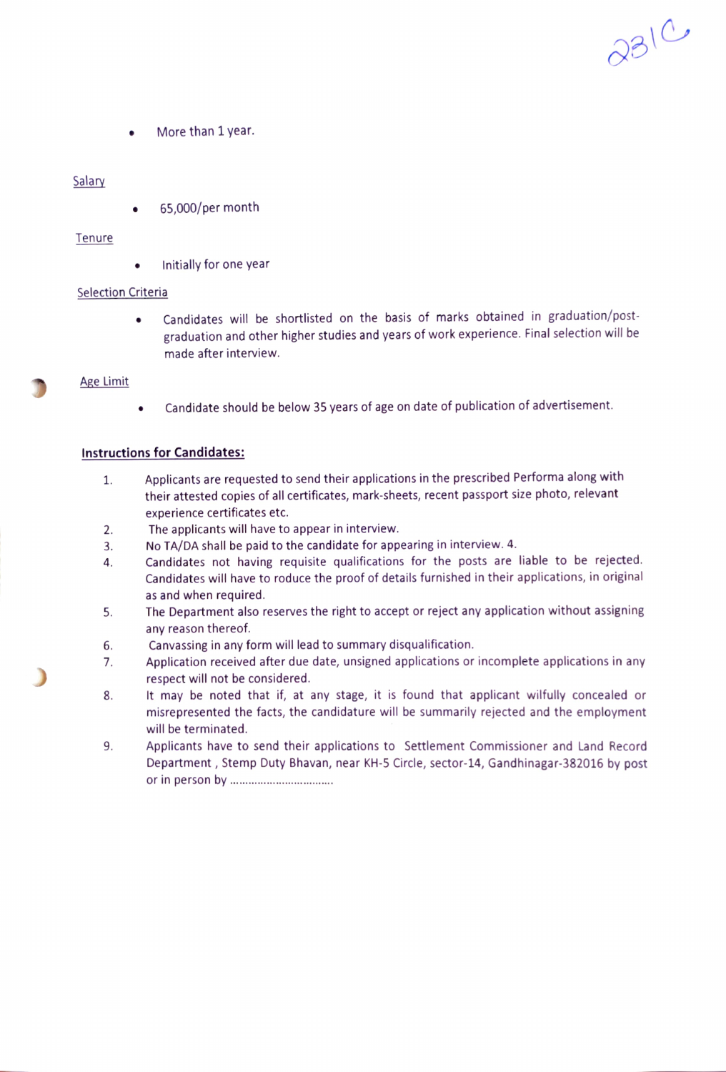- More than 1 year.

Salary

- 65,000/per month

Tenure

- Initially for one year

Selection Criteria

- Candidates will be shortlisted on the basis of marks obtained in graduation/post-graduation and other higher studies and years of work experience. Final selection will be made after interview.

Age Limit

- Candidate should be below 35 years of age on date of publication of advertisement.

**Instructions for Candidates:**

1. Applicants are requested to send their applications in the prescribed Performa along with their attested copies of all certificates, mark-sheets, recent passport size photo, relevant experience certificates etc.
2. The applicants will have to appear in interview.
3. No TA/DA shall be paid to the candidate for appearing in interview. 4.
4. Candidates not having requisite qualifications for the posts are liable to be rejected. Candidates will have to roduce the proof of details furnished in their applications, in original as and when required.
5. The Department also reserves the right to accept or reject any application without assigning any reason thereof.
6. Canvassing in any form will lead to summary disqualification.
7. Application received after due date, unsigned applications or incomplete applications in any respect will not be considered.
8. It may be noted that if, at any stage, it is found that applicant wilfully concealed or misrepresented the facts, the candidature will be summarily rejected and the employment will be terminated.
9. Applicants have to send their applications to Settlement Commissioner and Land Record Department , Stemp Duty Bhavan, near KH-5 Circle, sector-14, Gandhinagar-382016 by post or in person by ...............................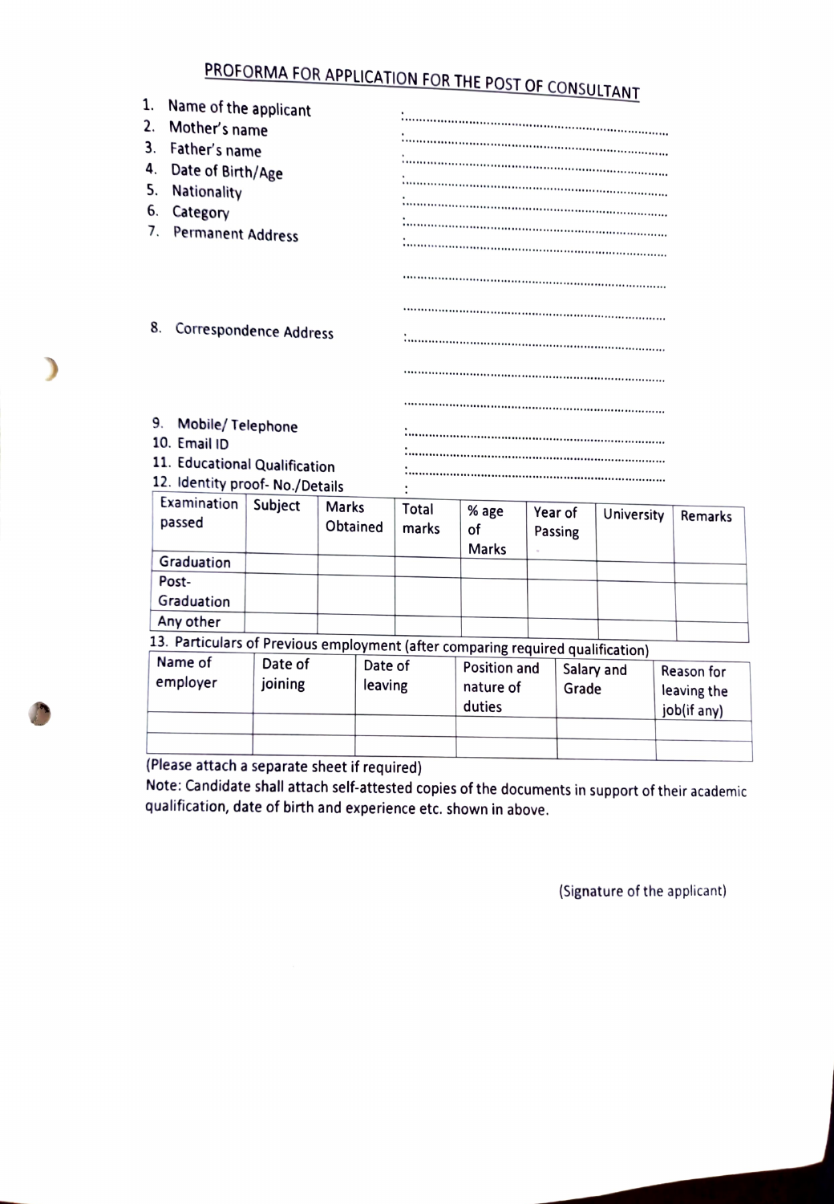# PROFORMA FOR APPLICATION FOR THE POST OF CONSULTANT

1. Name of the applicant :.............................................................................
2. Mother's name :.............................................................................
3. Father's name :.............................................................................
4. Date of Birth/Age :.............................................................................
5. Nationality :.............................................................................
6. Category :.............................................................................
7. Permanent Address :.............................................................................

   .............................................................................

   .............................................................................

8. Correspondence Address :.............................................................................

   .............................................................................

   .............................................................................

9. Mobile/ Telephone :.............................................................................
10. Email ID :.............................................................................
11. Educational Qualification :.............................................................................
12. Identity proof- No./Details :

| Examination passed | Subject | Marks Obtained | Total marks | % age of Marks | Year of Passing | University | Remarks |
|---|---|---|---|---|---|---|---|
| Graduation | | | | | | | |
| Post-Graduation | | | | | | | |
| Any other | | | | | | | |

13. Particulars of Previous employment (after comparing required qualification)

| Name of employer | Date of joining | Date of leaving | Position and nature of duties | Salary and Grade | Reason for leaving the job(if any) |
|---|---|---|---|---|---|
| | | | | | |
| | | | | | |

(Please attach a separate sheet if required)

Note: Candidate shall attach self-attested copies of the documents in support of their academic qualification, date of birth and experience etc. shown in above.

(Signature of the applicant)